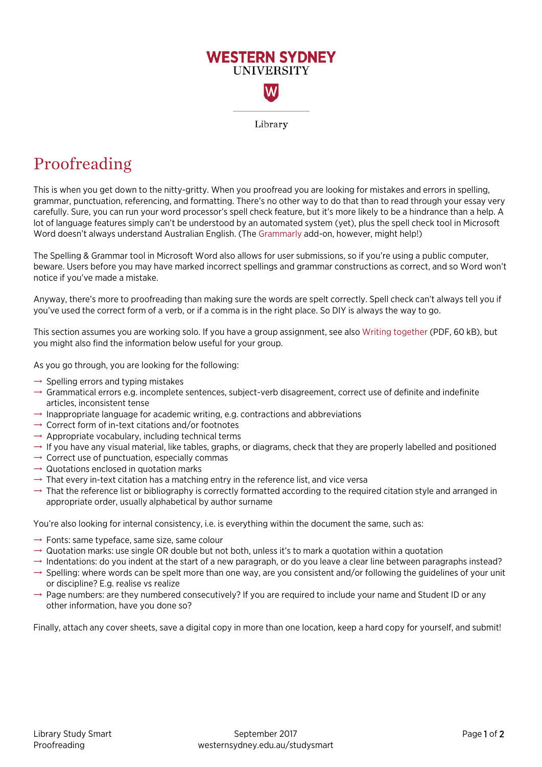WESTERN SYDNEY UNIVERSITY

Library

# Proofreading

This is when you get down to the nitty-gritty. When you proofread you are looking for mistakes and errors in spelling, grammar, punctuation, referencing, and formatting. There's no other way to do that than to read through your essay very carefully. Sure, you can run your word processor's spell check feature, but it's more likely to be a hindrance than a help. A lot of language features simply can't be understood by an automated system (yet), plus the spell check tool in Microsoft Word doesn't always understand Australian English. (The Grammarly add-on, however, might help!)

The Spelling & Grammar tool in Microsoft Word also allows for user submissions, so if you're using a public computer, beware. Users before you may have marked incorrect spellings and grammar constructions as correct, and so Word won't notice if you've made a mistake.

Anyway, there's more to proofreading than making sure the words are spelt correctly. Spell check can't always tell you if you've used the correct form of a verb, or if a comma is in the right place. So DIY is always the way to go.

This section assumes you are working solo. If you have a group assignment, see also Writing together (PDF, 60 kB), but you might also find the information below useful for your group.

As you go through, you are looking for the following:

- Spelling errors and typing mistakes
- Grammatical errors e.g. incomplete sentences, subject-verb disagreement, correct use of definite and indefinite articles, inconsistent tense
- Inappropriate language for academic writing, e.g. contractions and abbreviations
- Correct form of in-text citations and/or footnotes
- Appropriate vocabulary, including technical terms
- If you have any visual material, like tables, graphs, or diagrams, check that they are properly labelled and positioned
- Correct use of punctuation, especially commas
- Quotations enclosed in quotation marks
- That every in-text citation has a matching entry in the reference list, and vice versa
- That the reference list or bibliography is correctly formatted according to the required citation style and arranged in appropriate order, usually alphabetical by author surname

You're also looking for internal consistency, i.e. is everything within the document the same, such as:

- Fonts: same typeface, same size, same colour
- Quotation marks: use single OR double but not both, unless it's to mark a quotation within a quotation
- Indentations: do you indent at the start of a new paragraph, or do you leave a clear line between paragraphs instead?
- Spelling: where words can be spelt more than one way, are you consistent and/or following the guidelines of your unit or discipline? E.g. realise vs realize
- Page numbers: are they numbered consecutively? If you are required to include your name and Student ID or any other information, have you done so?

Finally, attach any cover sheets, save a digital copy in more than one location, keep a hard copy for yourself, and submit!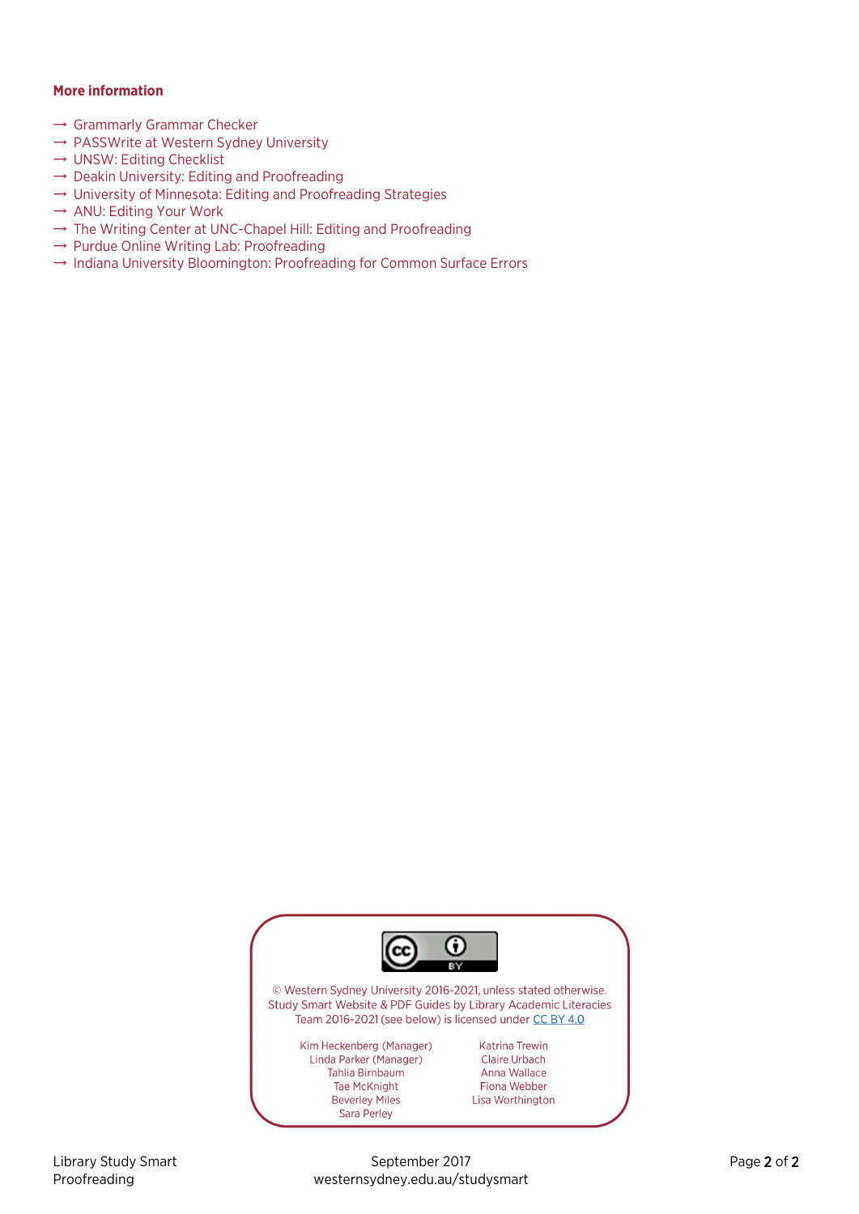### More information

- → Grammarly Grammar Checker
- → PASSWrite at Western Sydney University
- → UNSW: Editing Checklist
- → Deakin University: Editing and Proofreading
- → University of Minnesota: Editing and Proofreading Strategies
- → ANU: Editing Your Work
- → The Writing Center at UNC-Chapel Hill: Editing and Proofreading
- → Purdue Online Writing Lab: Proofreading
- → Indiana University Bloomington: Proofreading for Common Surface Errors

© Western Sydney University 2016-2021, unless stated otherwise.
Study Smart Website & PDF Guides by Library Academic Literacies Team 2016-2021 (see below) is licensed under CC BY 4.0

Kim Heckenberg (Manager)
Linda Parker (Manager)
Tahlia Birnbaum
Tae McKnight
Beverley Miles
Sara Perley
Katrina Trewin
Claire Urbach
Anna Wallace
Fiona Webber
Lisa Worthington